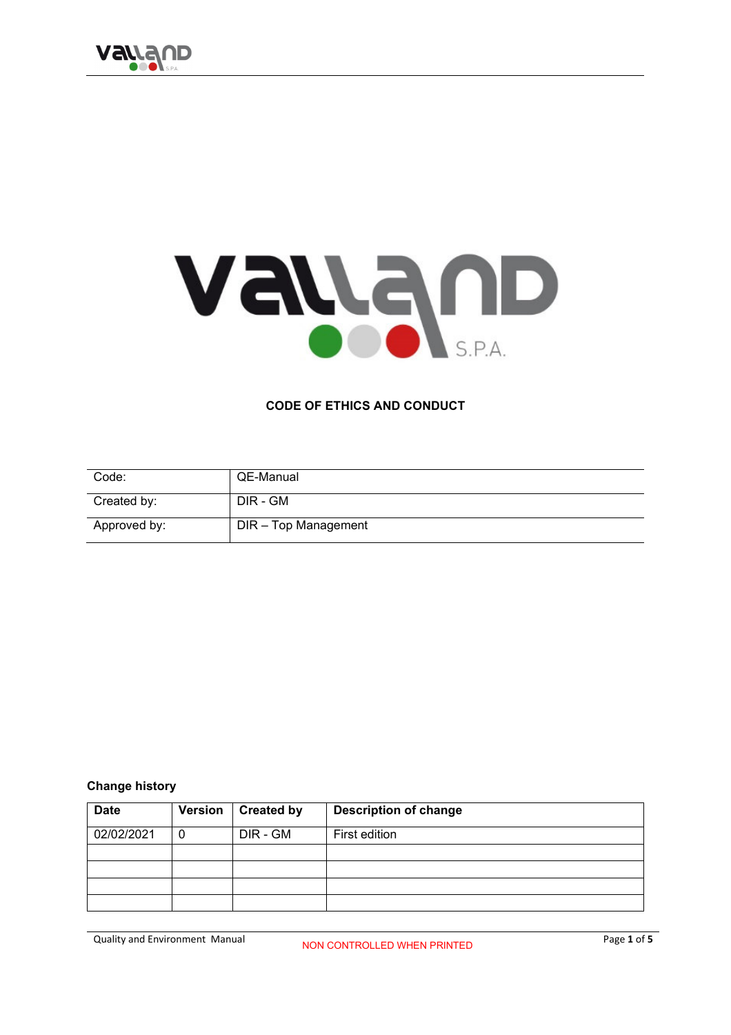# CODE OF ETHICS AND CONDUCT

| Code: | QE-Manual |
|---|---|
| Created by: | DIR - GM |
| Approved by: | DIR – Top Management |

**Change history**

| Date | Version | Created by | Description of change |
|---|---|---|---|
| 02/02/2021 | 0 | DIR - GM | First edition |
| | | | |
| | | | |
| | | | |
| | | | |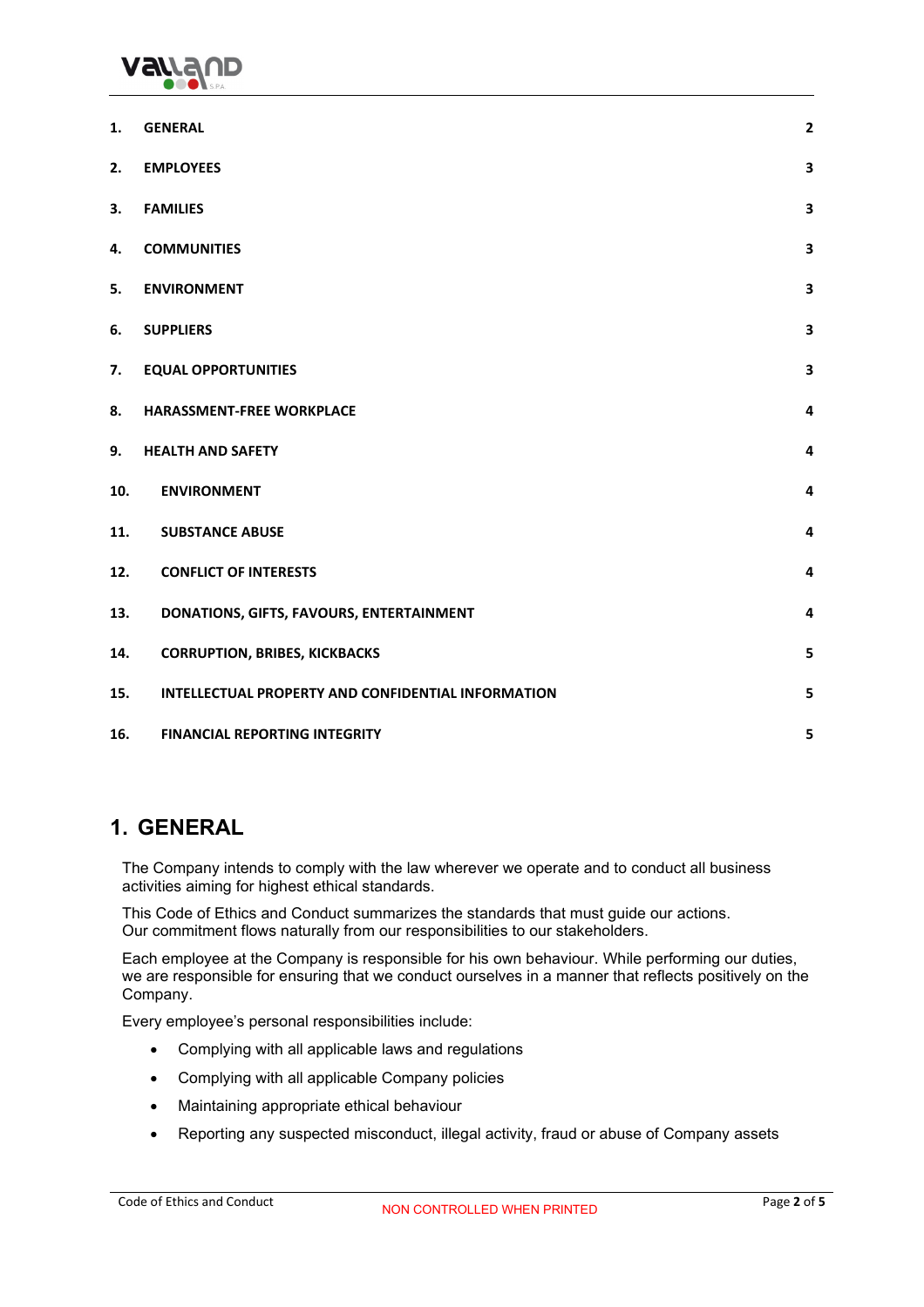| | | |
|---|---|---|
| 1. | GENERAL | 2 |
| 2. | EMPLOYEES | 3 |
| 3. | FAMILIES | 3 |
| 4. | COMMUNITIES | 3 |
| 5. | ENVIRONMENT | 3 |
| 6. | SUPPLIERS | 3 |
| 7. | EQUAL OPPORTUNITIES | 3 |
| 8. | HARASSMENT-FREE WORKPLACE | 4 |
| 9. | HEALTH AND SAFETY | 4 |
| 10. | ENVIRONMENT | 4 |
| 11. | SUBSTANCE ABUSE | 4 |
| 12. | CONFLICT OF INTERESTS | 4 |
| 13. | DONATIONS, GIFTS, FAVOURS, ENTERTAINMENT | 4 |
| 14. | CORRUPTION, BRIBES, KICKBACKS | 5 |
| 15. | INTELLECTUAL PROPERTY AND CONFIDENTIAL INFORMATION | 5 |
| 16. | FINANCIAL REPORTING INTEGRITY | 5 |

# 1. GENERAL

The Company intends to comply with the law wherever we operate and to conduct all business activities aiming for highest ethical standards.

This Code of Ethics and Conduct summarizes the standards that must guide our actions. Our commitment flows naturally from our responsibilities to our stakeholders.

Each employee at the Company is responsible for his own behaviour. While performing our duties, we are responsible for ensuring that we conduct ourselves in a manner that reflects positively on the Company.

Every employee's personal responsibilities include:

- Complying with all applicable laws and regulations
- Complying with all applicable Company policies
- Maintaining appropriate ethical behaviour
- Reporting any suspected misconduct, illegal activity, fraud or abuse of Company assets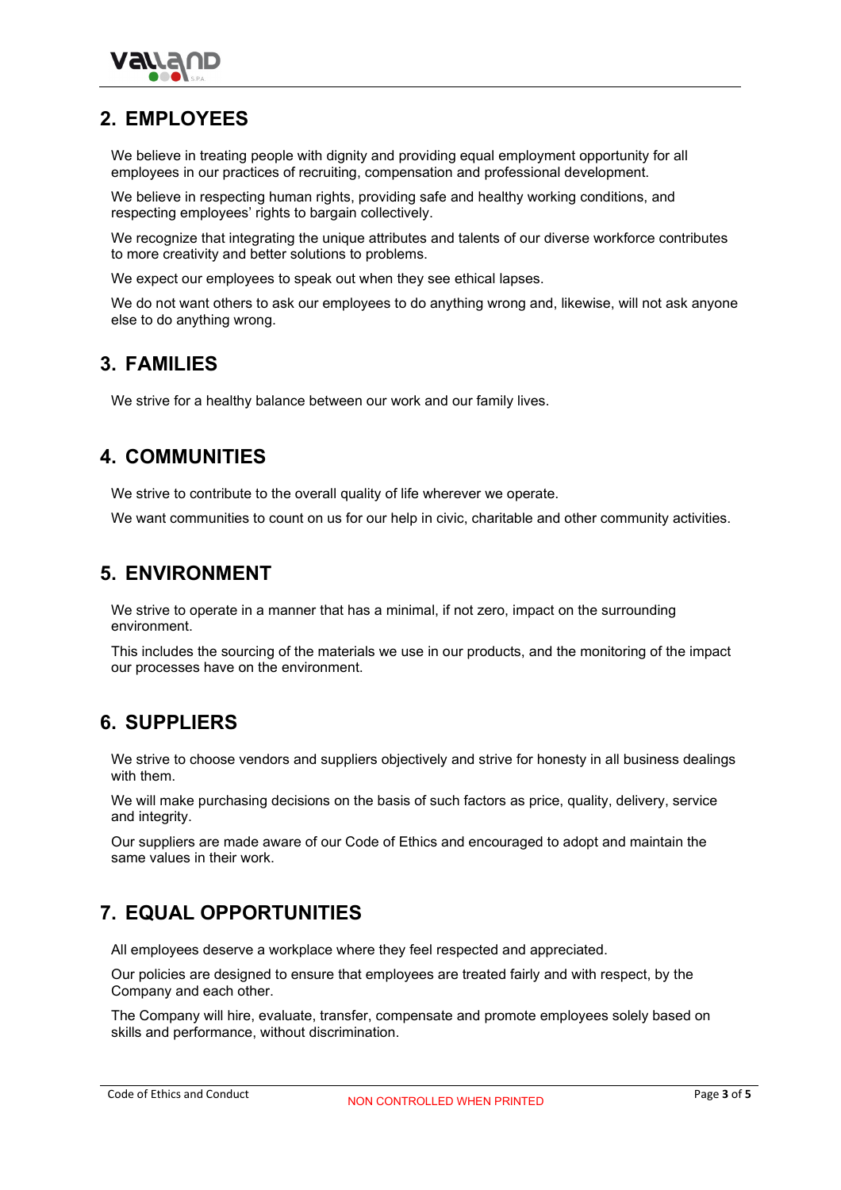## 2. EMPLOYEES

We believe in treating people with dignity and providing equal employment opportunity for all employees in our practices of recruiting, compensation and professional development.

We believe in respecting human rights, providing safe and healthy working conditions, and respecting employees' rights to bargain collectively.

We recognize that integrating the unique attributes and talents of our diverse workforce contributes to more creativity and better solutions to problems.

We expect our employees to speak out when they see ethical lapses.

We do not want others to ask our employees to do anything wrong and, likewise, will not ask anyone else to do anything wrong.

## 3. FAMILIES

We strive for a healthy balance between our work and our family lives.

## 4. COMMUNITIES

We strive to contribute to the overall quality of life wherever we operate.

We want communities to count on us for our help in civic, charitable and other community activities.

## 5. ENVIRONMENT

We strive to operate in a manner that has a minimal, if not zero, impact on the surrounding environment.

This includes the sourcing of the materials we use in our products, and the monitoring of the impact our processes have on the environment.

## 6. SUPPLIERS

We strive to choose vendors and suppliers objectively and strive for honesty in all business dealings with them.

We will make purchasing decisions on the basis of such factors as price, quality, delivery, service and integrity.

Our suppliers are made aware of our Code of Ethics and encouraged to adopt and maintain the same values in their work.

## 7. EQUAL OPPORTUNITIES

All employees deserve a workplace where they feel respected and appreciated.

Our policies are designed to ensure that employees are treated fairly and with respect, by the Company and each other.

The Company will hire, evaluate, transfer, compensate and promote employees solely based on skills and performance, without discrimination.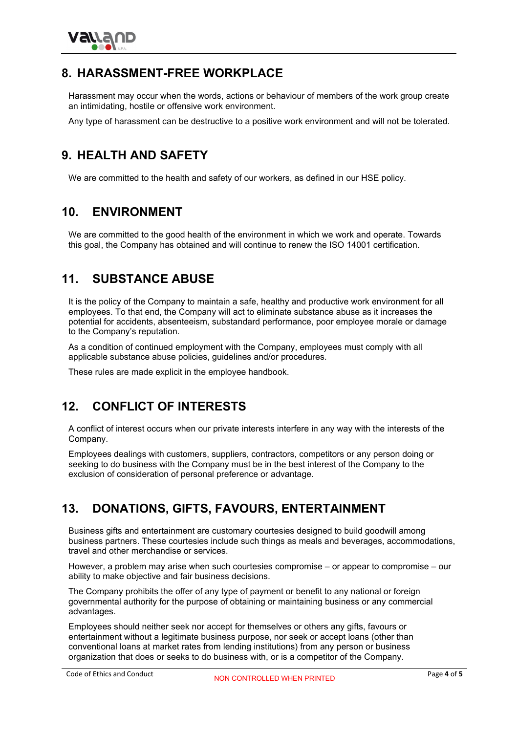## 8. HARASSMENT-FREE WORKPLACE

Harassment may occur when the words, actions or behaviour of members of the work group create an intimidating, hostile or offensive work environment.

Any type of harassment can be destructive to a positive work environment and will not be tolerated.

## 9. HEALTH AND SAFETY

We are committed to the health and safety of our workers, as defined in our HSE policy.

## 10. ENVIRONMENT

We are committed to the good health of the environment in which we work and operate. Towards this goal, the Company has obtained and will continue to renew the ISO 14001 certification.

## 11. SUBSTANCE ABUSE

It is the policy of the Company to maintain a safe, healthy and productive work environment for all employees. To that end, the Company will act to eliminate substance abuse as it increases the potential for accidents, absenteeism, substandard performance, poor employee morale or damage to the Company's reputation.

As a condition of continued employment with the Company, employees must comply with all applicable substance abuse policies, guidelines and/or procedures.

These rules are made explicit in the employee handbook.

## 12. CONFLICT OF INTERESTS

A conflict of interest occurs when our private interests interfere in any way with the interests of the Company.

Employees dealings with customers, suppliers, contractors, competitors or any person doing or seeking to do business with the Company must be in the best interest of the Company to the exclusion of consideration of personal preference or advantage.

## 13. DONATIONS, GIFTS, FAVOURS, ENTERTAINMENT

Business gifts and entertainment are customary courtesies designed to build goodwill among business partners. These courtesies include such things as meals and beverages, accommodations, travel and other merchandise or services.

However, a problem may arise when such courtesies compromise – or appear to compromise – our ability to make objective and fair business decisions.

The Company prohibits the offer of any type of payment or benefit to any national or foreign governmental authority for the purpose of obtaining or maintaining business or any commercial advantages.

Employees should neither seek nor accept for themselves or others any gifts, favours or entertainment without a legitimate business purpose, nor seek or accept loans (other than conventional loans at market rates from lending institutions) from any person or business organization that does or seeks to do business with, or is a competitor of the Company.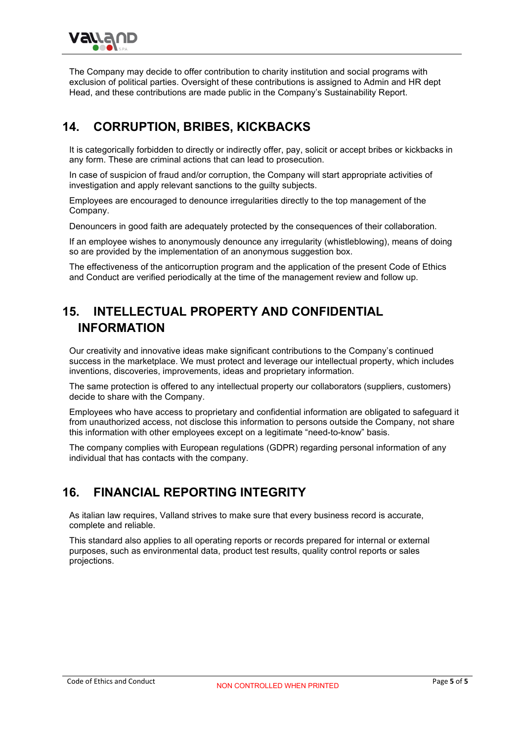The Company may decide to offer contribution to charity institution and social programs with exclusion of political parties. Oversight of these contributions is assigned to Admin and HR dept Head, and these contributions are made public in the Company's Sustainability Report.

## 14. CORRUPTION, BRIBES, KICKBACKS

It is categorically forbidden to directly or indirectly offer, pay, solicit or accept bribes or kickbacks in any form. These are criminal actions that can lead to prosecution.

In case of suspicion of fraud and/or corruption, the Company will start appropriate activities of investigation and apply relevant sanctions to the guilty subjects.

Employees are encouraged to denounce irregularities directly to the top management of the Company.

Denouncers in good faith are adequately protected by the consequences of their collaboration.

If an employee wishes to anonymously denounce any irregularity (whistleblowing), means of doing so are provided by the implementation of an anonymous suggestion box.

The effectiveness of the anticorruption program and the application of the present Code of Ethics and Conduct are verified periodically at the time of the management review and follow up.

## 15. INTELLECTUAL PROPERTY AND CONFIDENTIAL INFORMATION

Our creativity and innovative ideas make significant contributions to the Company's continued success in the marketplace. We must protect and leverage our intellectual property, which includes inventions, discoveries, improvements, ideas and proprietary information.

The same protection is offered to any intellectual property our collaborators (suppliers, customers) decide to share with the Company.

Employees who have access to proprietary and confidential information are obligated to safeguard it from unauthorized access, not disclose this information to persons outside the Company, not share this information with other employees except on a legitimate "need-to-know" basis.

The company complies with European regulations (GDPR) regarding personal information of any individual that has contacts with the company.

## 16. FINANCIAL REPORTING INTEGRITY

As italian law requires, Valland strives to make sure that every business record is accurate, complete and reliable.

This standard also applies to all operating reports or records prepared for internal or external purposes, such as environmental data, product test results, quality control reports or sales projections.